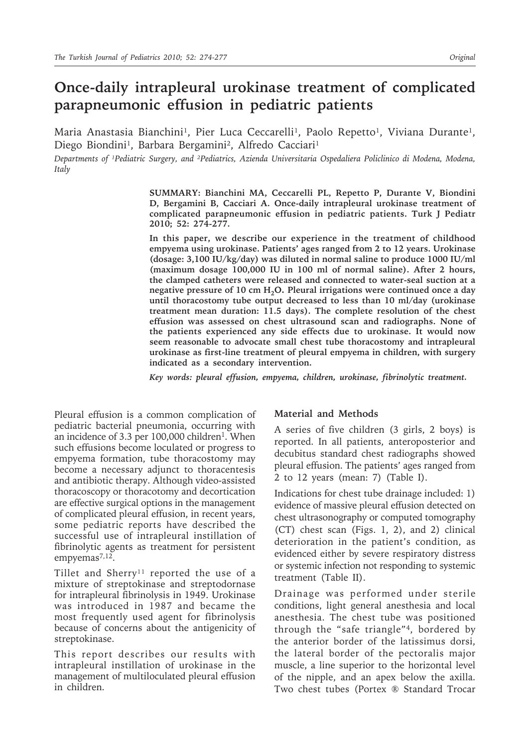# Once-daily intrapleural urokinase treatment of complicated parapneumonic effusion in pediatric patients

Maria Anastasia Bianchini[1], Pier Luca Ceccarelli[1], Paolo Repetto[1], Viviana Durante[1], Diego Biondini[1], Barbara Bergamini[2], Alfredo Cacciari[1]

*Departments of [1]Pediatric Surgery, and [2]Pediatrics, Azienda Universitaria Ospedaliera Policlinico di Modena, Modena, Italy*

**SUMMARY: Bianchini MA, Ceccarelli PL, Repetto P, Durante V, Biondini D, Bergamini B, Cacciari A. Once-daily intrapleural urokinase treatment of complicated parapneumonic effusion in pediatric patients. Turk J Pediatr 2010; 52: 274-277.**

**In this paper, we describe our experience in the treatment of childhood empyema using urokinase. Patients' ages ranged from 2 to 12 years. Urokinase (dosage: 3,100 IU/kg/day) was diluted in normal saline to produce 1000 IU/ml (maximum dosage 100,000 IU in 100 ml of normal saline). After 2 hours, the clamped catheters were released and connected to water-seal suction at a negative pressure of 10 cm $H_2O$. Pleural irrigations were continued once a day until thoracostomy tube output decreased to less than 10 ml/day (urokinase treatment mean duration: 11.5 days). The complete resolution of the chest effusion was assessed on chest ultrasound scan and radiographs. None of the patients experienced any side effects due to urokinase. It would now seem reasonable to advocate small chest tube thoracostomy and intrapleural urokinase as first-line treatment of pleural empyema in children, with surgery indicated as a secondary intervention.**

***Key words: pleural effusion, empyema, children, urokinase, fibrinolytic treatment.***

Pleural effusion is a common complication of pediatric bacterial pneumonia, occurring with an incidence of 3.3 per 100,000 children[1]. When such effusions become loculated or progress to empyema formation, tube thoracostomy may become a necessary adjunct to thoracentesis and antibiotic therapy. Although video-assisted thoracoscopy or thoracotomy and decortication are effective surgical options in the management of complicated pleural effusion, in recent years, some pediatric reports have described the successful use of intrapleural instillation of fibrinolytic agents as treatment for persistent empyemas[7,12].

Tillet and Sherry[11] reported the use of a mixture of streptokinase and streptodornase for intrapleural fibrinolysis in 1949. Urokinase was introduced in 1987 and became the most frequently used agent for fibrinolysis because of concerns about the antigenicity of streptokinase.

This report describes our results with intrapleural instillation of urokinase in the management of multiloculated pleural effusion in children.

## Material and Methods

A series of five children (3 girls, 2 boys) is reported. In all patients, anteroposterior and decubitus standard chest radiographs showed pleural effusion. The patients' ages ranged from 2 to 12 years (mean: 7) (Table I).

Indications for chest tube drainage included: 1) evidence of massive pleural effusion detected on chest ultrasonography or computed tomography (CT) chest scan (Figs. 1, 2), and 2) clinical deterioration in the patient's condition, as evidenced either by severe respiratory distress or systemic infection not responding to systemic treatment (Table II).

Drainage was performed under sterile conditions, light general anesthesia and local anesthesia. The chest tube was positioned through the "safe triangle"[4], bordered by the anterior border of the latissimus dorsi, the lateral border of the pectoralis major muscle, a line superior to the horizontal level of the nipple, and an apex below the axilla. Two chest tubes (Portex ® Standard Trocar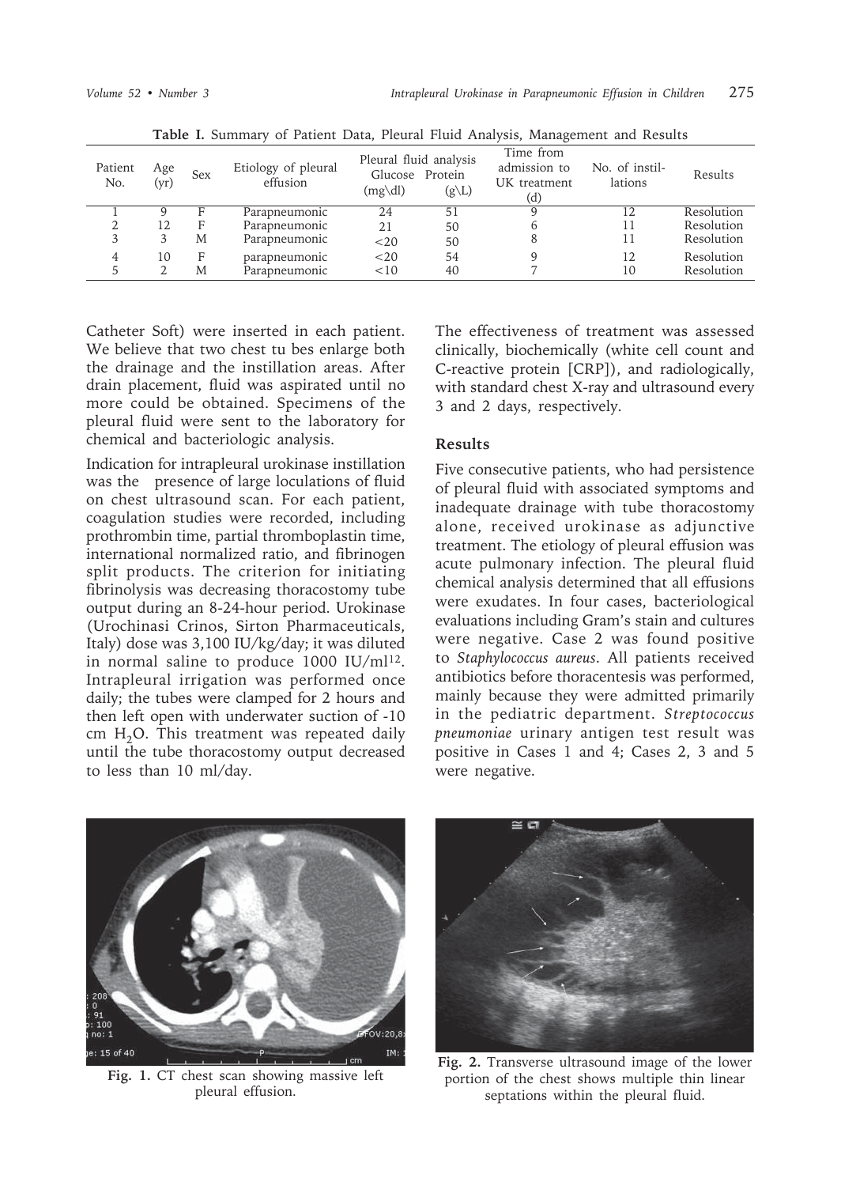**Table I.** Summary of Patient Data, Pleural Fluid Analysis, Management and Results

| Patient No. | Age (yr) | Sex | Etiology of pleural effusion | Pleural fluid analysis Glucose (mg\dl) | Protein (g\L) | Time from admission to UK treatment (d) | No. of instillations | Results |
|---|---|---|---|---|---|---|---|---|
| 1 | 9 | F | Parapneumonic | 24 | 51 | 9 | 12 | Resolution |
| 2 | 12 | F | Parapneumonic | 21 | 50 | 6 | 11 | Resolution |
| 3 | 3 | M | Parapneumonic | <20 | 50 | 8 | 11 | Resolution |
| 4 | 10 | F | parapneumonic | <20 | 54 | 9 | 12 | Resolution |
| 5 | 2 | M | Parapneumonic | <10 | 40 | 7 | 10 | Resolution |

Catheter Soft) were inserted in each patient. We believe that two chest tu bes enlarge both the drainage and the instillation areas. After drain placement, fluid was aspirated until no more could be obtained. Specimens of the pleural fluid were sent to the laboratory for chemical and bacteriologic analysis.

Indication for intrapleural urokinase instillation was the presence of large loculations of fluid on chest ultrasound scan. For each patient, coagulation studies were recorded, including prothrombin time, partial thromboplastin time, international normalized ratio, and fibrinogen split products. The criterion for initiating fibrinolysis was decreasing thoracostomy tube output during an 8-24-hour period. Urokinase (Urochinasi Crinos, Sirton Pharmaceuticals, Italy) dose was 3,100 IU/kg/day; it was diluted in normal saline to produce 1000 IU/ml[12]. Intrapleural irrigation was performed once daily; the tubes were clamped for 2 hours and then left open with underwater suction of -10 cm $H_2O$. This treatment was repeated daily until the tube thoracostomy output decreased to less than 10 ml/day.

The effectiveness of treatment was assessed clinically, biochemically (white cell count and C-reactive protein [CRP]), and radiologically, with standard chest X-ray and ultrasound every 3 and 2 days, respectively.

## Results

Five consecutive patients, who had persistence of pleural fluid with associated symptoms and inadequate drainage with tube thoracostomy alone, received urokinase as adjunctive treatment. The etiology of pleural effusion was acute pulmonary infection. The pleural fluid chemical analysis determined that all effusions were exudates. In four cases, bacteriological evaluations including Gram's stain and cultures were negative. Case 2 was found positive to *Staphylococcus aureus*. All patients received antibiotics before thoracentesis was performed, mainly because they were admitted primarily in the pediatric department. *Streptococcus pneumoniae* urinary antigen test result was positive in Cases 1 and 4; Cases 2, 3 and 5 were negative.

**Fig. 1.** CT chest scan showing massive left pleural effusion.

**Fig. 2.** Transverse ultrasound image of the lower portion of the chest shows multiple thin linear septations within the pleural fluid.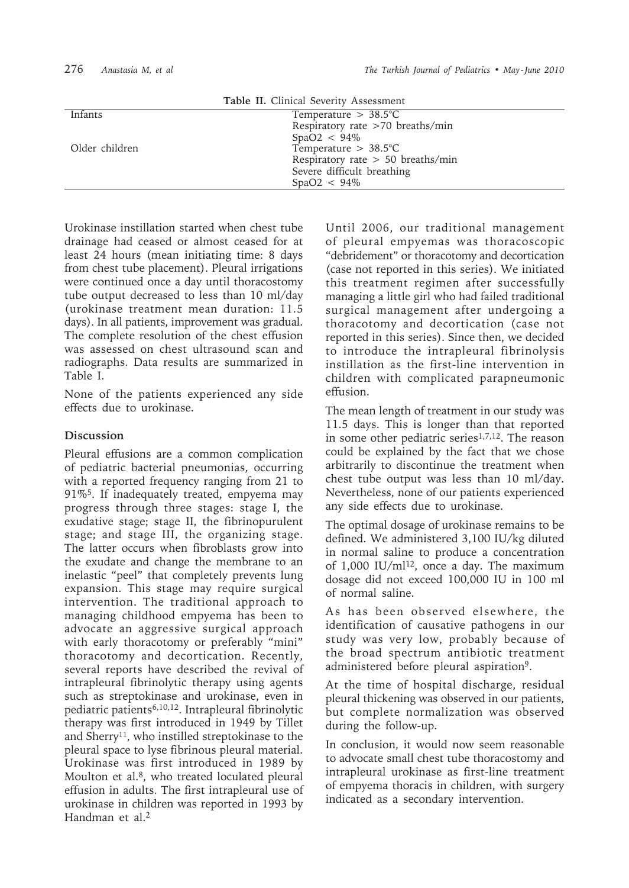**Table II.** Clinical Severity Assessment

| | |
|---|---|
| Infants | Temperature > 38.5°C |
| | Respiratory rate >70 breaths/min |
| | SpaO2 < 94% |
| Older children | Temperature > 38.5°C |
| | Respiratory rate > 50 breaths/min |
| | Severe difficult breathing |
| | SpaO2 < 94% |

Urokinase instillation started when chest tube drainage had ceased or almost ceased for at least 24 hours (mean initiating time: 8 days from chest tube placement). Pleural irrigations were continued once a day until thoracostomy tube output decreased to less than 10 ml/day (urokinase treatment mean duration: 11.5 days). In all patients, improvement was gradual. The complete resolution of the chest effusion was assessed on chest ultrasound scan and radiographs. Data results are summarized in Table I.

None of the patients experienced any side effects due to urokinase.

## Discussion

Pleural effusions are a common complication of pediatric bacterial pneumonias, occurring with a reported frequency ranging from 21 to 91%[5]. If inadequately treated, empyema may progress through three stages: stage I, the exudative stage; stage II, the fibrinopurulent stage; and stage III, the organizing stage. The latter occurs when fibroblasts grow into the exudate and change the membrane to an inelastic "peel" that completely prevents lung expansion. This stage may require surgical intervention. The traditional approach to managing childhood empyema has been to advocate an aggressive surgical approach with early thoracotomy or preferably "mini" thoracotomy and decortication. Recently, several reports have described the revival of intrapleural fibrinolytic therapy using agents such as streptokinase and urokinase, even in pediatric patients[6,10,12]. Intrapleural fibrinolytic therapy was first introduced in 1949 by Tillet and Sherry[11], who instilled streptokinase to the pleural space to lyse fibrinous pleural material. Urokinase was first introduced in 1989 by Moulton et al.[8], who treated loculated pleural effusion in adults. The first intrapleural use of urokinase in children was reported in 1993 by Handman et al.[2]

Until 2006, our traditional management of pleural empyemas was thoracoscopic "debridement" or thoracotomy and decortication (case not reported in this series). We initiated this treatment regimen after successfully managing a little girl who had failed traditional surgical management after undergoing a thoracotomy and decortication (case not reported in this series). Since then, we decided to introduce the intrapleural fibrinolysis instillation as the first-line intervention in children with complicated parapneumonic effusion.

The mean length of treatment in our study was 11.5 days. This is longer than that reported in some other pediatric series[1,7,12]. The reason could be explained by the fact that we chose arbitrarily to discontinue the treatment when chest tube output was less than 10 ml/day. Nevertheless, none of our patients experienced any side effects due to urokinase.

The optimal dosage of urokinase remains to be defined. We administered 3,100 IU/kg diluted in normal saline to produce a concentration of 1,000 IU/ml[12], once a day. The maximum dosage did not exceed 100,000 IU in 100 ml of normal saline.

As has been observed elsewhere, the identification of causative pathogens in our study was very low, probably because of the broad spectrum antibiotic treatment administered before pleural aspiration[9].

At the time of hospital discharge, residual pleural thickening was observed in our patients, but complete normalization was observed during the follow-up.

In conclusion, it would now seem reasonable to advocate small chest tube thoracostomy and intrapleural urokinase as first-line treatment of empyema thoracis in children, with surgery indicated as a secondary intervention.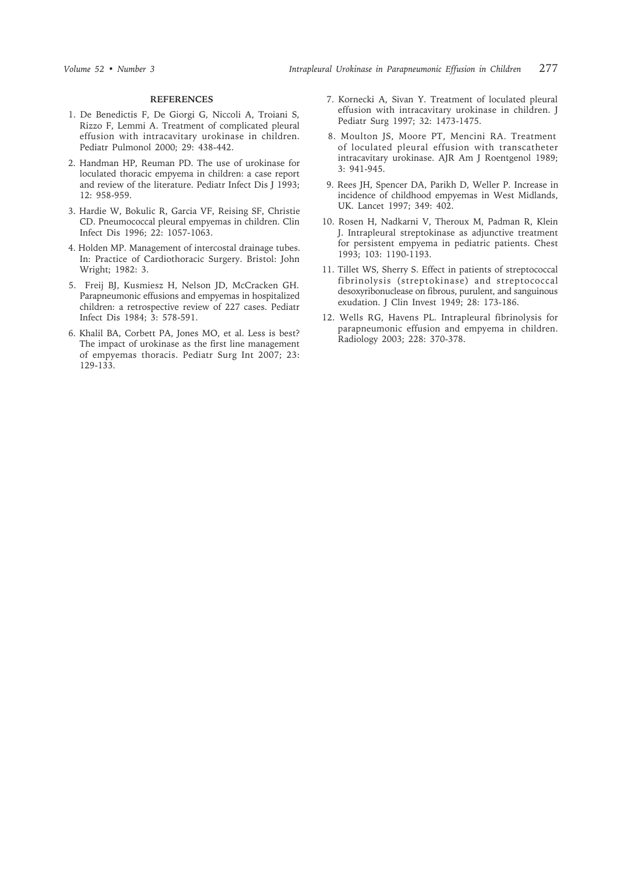## REFERENCES

1. De Benedictis F, De Giorgi G, Niccoli A, Troiani S, Rizzo F, Lemmi A. Treatment of complicated pleural effusion with intracavitary urokinase in children. Pediatr Pulmonol 2000; 29: 438-442.
2. Handman HP, Reuman PD. The use of urokinase for loculated thoracic empyema in children: a case report and review of the literature. Pediatr Infect Dis J 1993; 12: 958-959.
3. Hardie W, Bokulic R, Garcia VF, Reising SF, Christie CD. Pneumococcal pleural empyemas in children. Clin Infect Dis 1996; 22: 1057-1063.
4. Holden MP. Management of intercostal drainage tubes. In: Practice of Cardiothoracic Surgery. Bristol: John Wright; 1982: 3.
5. Freij BJ, Kusmiesz H, Nelson JD, McCracken GH. Parapneumonic effusions and empyemas in hospitalized children: a retrospective review of 227 cases. Pediatr Infect Dis 1984; 3: 578-591.
6. Khalil BA, Corbett PA, Jones MO, et al. Less is best? The impact of urokinase as the first line management of empyemas thoracis. Pediatr Surg Int 2007; 23: 129-133.
7. Kornecki A, Sivan Y. Treatment of loculated pleural effusion with intracavitary urokinase in children. J Pediatr Surg 1997; 32: 1473-1475.
8. Moulton JS, Moore PT, Mencini RA. Treatment of loculated pleural effusion with transcatheter intracavitary urokinase. AJR Am J Roentgenol 1989; 3: 941-945.
9. Rees JH, Spencer DA, Parikh D, Weller P. Increase in incidence of childhood empyemas in West Midlands, UK. Lancet 1997; 349: 402.
10. Rosen H, Nadkarni V, Theroux M, Padman R, Klein J. Intrapleural streptokinase as adjunctive treatment for persistent empyema in pediatric patients. Chest 1993; 103: 1190-1193.
11. Tillet WS, Sherry S. Effect in patients of streptococcal fibrinolysis (streptokinase) and streptococcal desoxyribonuclease on fibrous, purulent, and sanguinous exudation. J Clin Invest 1949; 28: 173-186.
12. Wells RG, Havens PL. Intrapleural fibrinolysis for parapneumonic effusion and empyema in children. Radiology 2003; 228: 370-378.